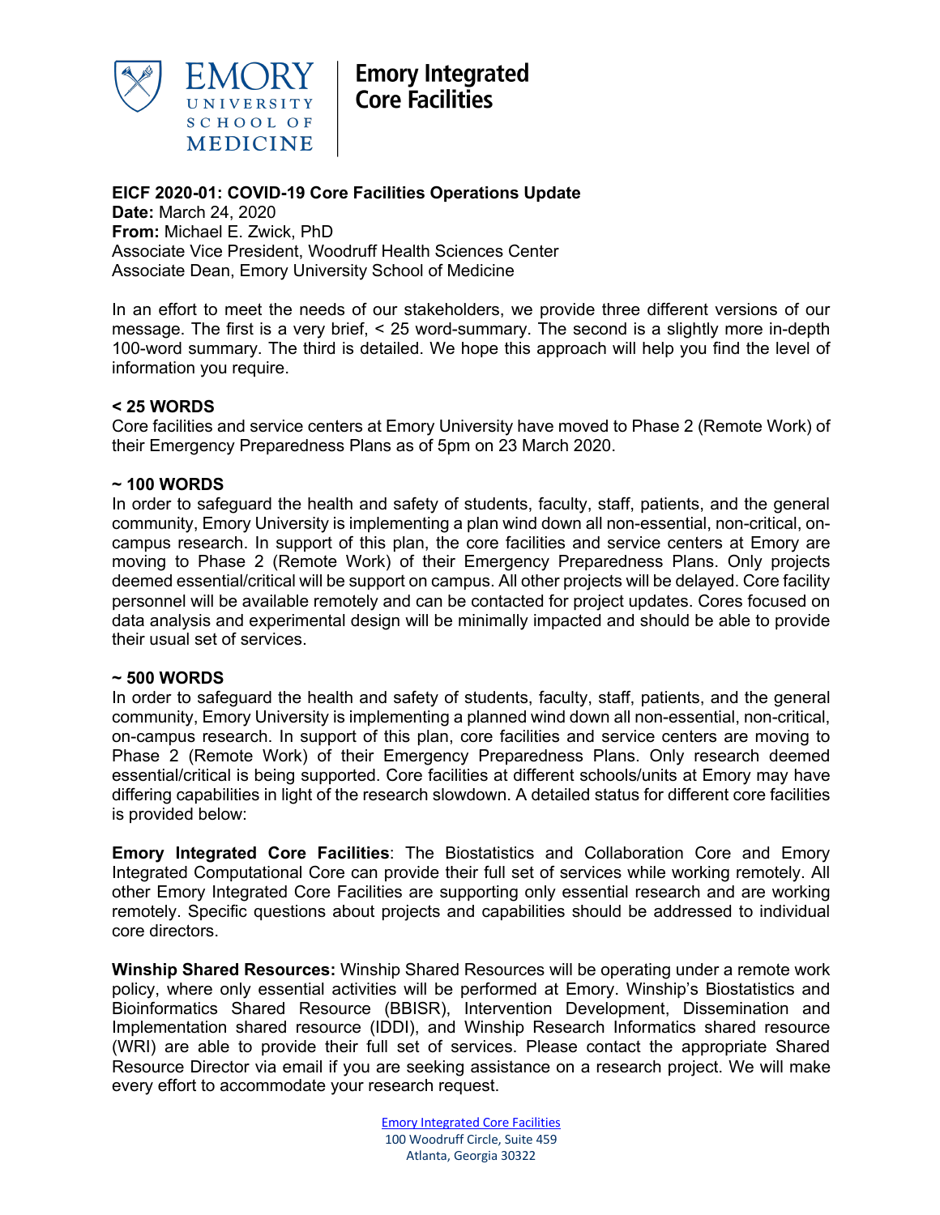Emory University School of Medicine | Emory Integrated Core Facilities

**EICF 2020-01: COVID-19 Core Facilities Operations Update**
**Date:** March 24, 2020
**From:** Michael E. Zwick, PhD
Associate Vice President, Woodruff Health Sciences Center
Associate Dean, Emory University School of Medicine

In an effort to meet the needs of our stakeholders, we provide three different versions of our message. The first is a very brief, < 25 word-summary. The second is a slightly more in-depth 100-word summary. The third is detailed. We hope this approach will help you find the level of information you require.

**< 25 WORDS**
Core facilities and service centers at Emory University have moved to Phase 2 (Remote Work) of their Emergency Preparedness Plans as of 5pm on 23 March 2020.

**~ 100 WORDS**
In order to safeguard the health and safety of students, faculty, staff, patients, and the general community, Emory University is implementing a plan wind down all non-essential, non-critical, on-campus research. In support of this plan, the core facilities and service centers at Emory are moving to Phase 2 (Remote Work) of their Emergency Preparedness Plans. Only projects deemed essential/critical will be support on campus. All other projects will be delayed. Core facility personnel will be available remotely and can be contacted for project updates. Cores focused on data analysis and experimental design will be minimally impacted and should be able to provide their usual set of services.

**~ 500 WORDS**
In order to safeguard the health and safety of students, faculty, staff, patients, and the general community, Emory University is implementing a planned wind down all non-essential, non-critical, on-campus research. In support of this plan, core facilities and service centers are moving to Phase 2 (Remote Work) of their Emergency Preparedness Plans. Only research deemed essential/critical is being supported. Core facilities at different schools/units at Emory may have differing capabilities in light of the research slowdown. A detailed status for different core facilities is provided below:

**Emory Integrated Core Facilities**: The Biostatistics and Collaboration Core and Emory Integrated Computational Core can provide their full set of services while working remotely. All other Emory Integrated Core Facilities are supporting only essential research and are working remotely. Specific questions about projects and capabilities should be addressed to individual core directors.

**Winship Shared Resources:** Winship Shared Resources will be operating under a remote work policy, where only essential activities will be performed at Emory. Winship's Biostatistics and Bioinformatics Shared Resource (BBISR), Intervention Development, Dissemination and Implementation shared resource (IDDI), and Winship Research Informatics shared resource (WRI) are able to provide their full set of services. Please contact the appropriate Shared Resource Director via email if you are seeking assistance on a research project. We will make every effort to accommodate your research request.

Emory Integrated Core Facilities
100 Woodruff Circle, Suite 459
Atlanta, Georgia 30322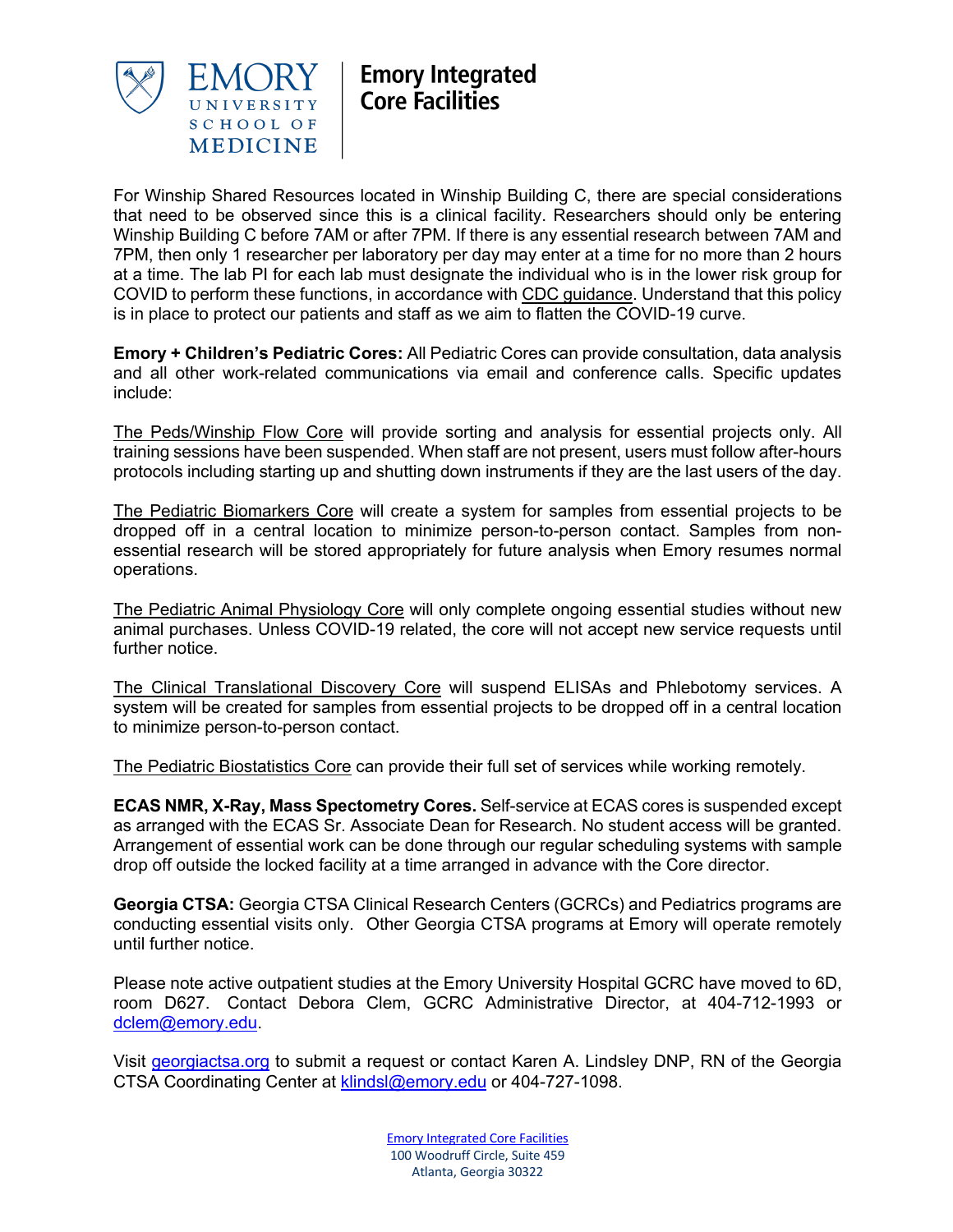For Winship Shared Resources located in Winship Building C, there are special considerations that need to be observed since this is a clinical facility. Researchers should only be entering Winship Building C before 7AM or after 7PM. If there is any essential research between 7AM and 7PM, then only 1 researcher per laboratory per day may enter at a time for no more than 2 hours at a time. The lab PI for each lab must designate the individual who is in the lower risk group for COVID to perform these functions, in accordance with CDC guidance. Understand that this policy is in place to protect our patients and staff as we aim to flatten the COVID-19 curve.

**Emory + Children's Pediatric Cores:** All Pediatric Cores can provide consultation, data analysis and all other work-related communications via email and conference calls. Specific updates include:

The Peds/Winship Flow Core will provide sorting and analysis for essential projects only. All training sessions have been suspended. When staff are not present, users must follow after-hours protocols including starting up and shutting down instruments if they are the last users of the day.

The Pediatric Biomarkers Core will create a system for samples from essential projects to be dropped off in a central location to minimize person-to-person contact. Samples from non-essential research will be stored appropriately for future analysis when Emory resumes normal operations.

The Pediatric Animal Physiology Core will only complete ongoing essential studies without new animal purchases. Unless COVID-19 related, the core will not accept new service requests until further notice.

The Clinical Translational Discovery Core will suspend ELISAs and Phlebotomy services. A system will be created for samples from essential projects to be dropped off in a central location to minimize person-to-person contact.

The Pediatric Biostatistics Core can provide their full set of services while working remotely.

**ECAS NMR, X-Ray, Mass Spectometry Cores.** Self-service at ECAS cores is suspended except as arranged with the ECAS Sr. Associate Dean for Research. No student access will be granted. Arrangement of essential work can be done through our regular scheduling systems with sample drop off outside the locked facility at a time arranged in advance with the Core director.

**Georgia CTSA:** Georgia CTSA Clinical Research Centers (GCRCs) and Pediatrics programs are conducting essential visits only. Other Georgia CTSA programs at Emory will operate remotely until further notice.

Please note active outpatient studies at the Emory University Hospital GCRC have moved to 6D, room D627. Contact Debora Clem, GCRC Administrative Director, at 404-712-1993 or dclem@emory.edu.

Visit georgiactsa.org to submit a request or contact Karen A. Lindsley DNP, RN of the Georgia CTSA Coordinating Center at klindsl@emory.edu or 404-727-1098.